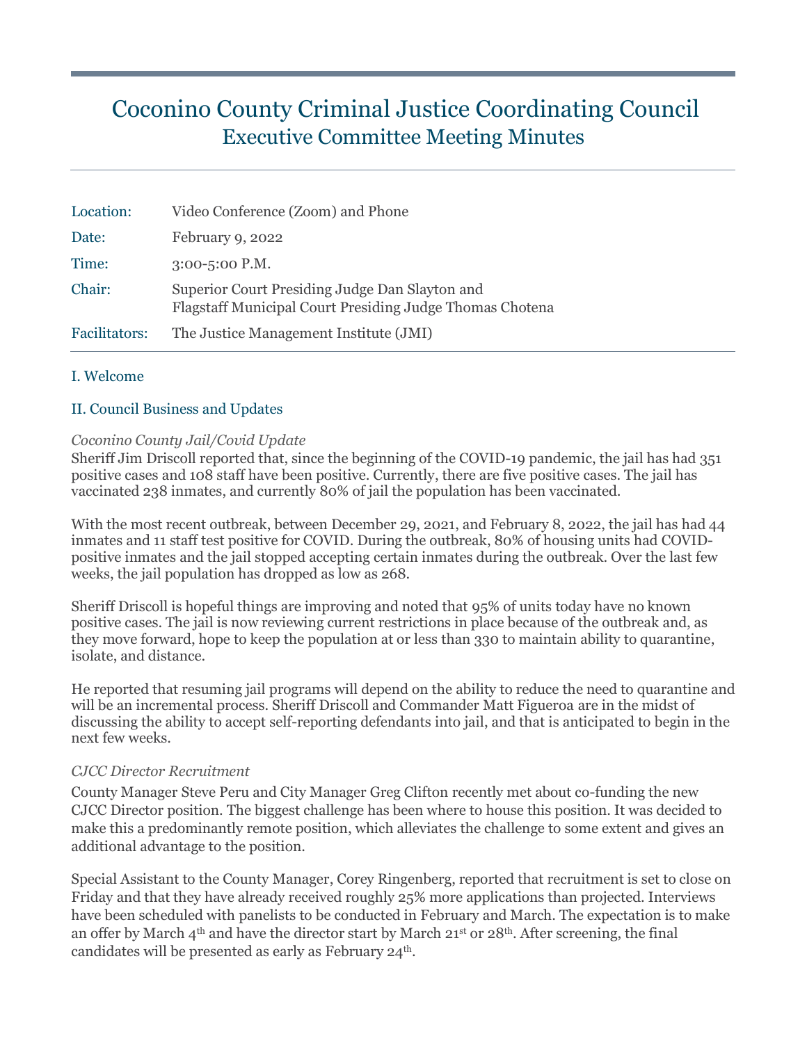# Coconino County Criminal Justice Coordinating Council
## Executive Committee Meeting Minutes

| | |
|---|---|
| Location: | Video Conference (Zoom) and Phone |
| Date: | February 9, 2022 |
| Time: | 3:00-5:00 P.M. |
| Chair: | Superior Court Presiding Judge Dan Slayton and Flagstaff Municipal Court Presiding Judge Thomas Chotena |
| Facilitators: | The Justice Management Institute (JMI) |

### I. Welcome

### II. Council Business and Updates

*Coconino County Jail/Covid Update*

Sheriff Jim Driscoll reported that, since the beginning of the COVID-19 pandemic, the jail has had 351 positive cases and 108 staff have been positive. Currently, there are five positive cases. The jail has vaccinated 238 inmates, and currently 80% of jail the population has been vaccinated.

With the most recent outbreak, between December 29, 2021, and February 8, 2022, the jail has had 44 inmates and 11 staff test positive for COVID. During the outbreak, 80% of housing units had COVID-positive inmates and the jail stopped accepting certain inmates during the outbreak. Over the last few weeks, the jail population has dropped as low as 268.

Sheriff Driscoll is hopeful things are improving and noted that 95% of units today have no known positive cases. The jail is now reviewing current restrictions in place because of the outbreak and, as they move forward, hope to keep the population at or less than 330 to maintain ability to quarantine, isolate, and distance.

He reported that resuming jail programs will depend on the ability to reduce the need to quarantine and will be an incremental process. Sheriff Driscoll and Commander Matt Figueroa are in the midst of discussing the ability to accept self-reporting defendants into jail, and that is anticipated to begin in the next few weeks.

*CJCC Director Recruitment*

County Manager Steve Peru and City Manager Greg Clifton recently met about co-funding the new CJCC Director position. The biggest challenge has been where to house this position. It was decided to make this a predominantly remote position, which alleviates the challenge to some extent and gives an additional advantage to the position.

Special Assistant to the County Manager, Corey Ringenberg, reported that recruitment is set to close on Friday and that they have already received roughly 25% more applications than projected. Interviews have been scheduled with panelists to be conducted in February and March. The expectation is to make an offer by March 4th and have the director start by March 21st or 28th. After screening, the final candidates will be presented as early as February 24th.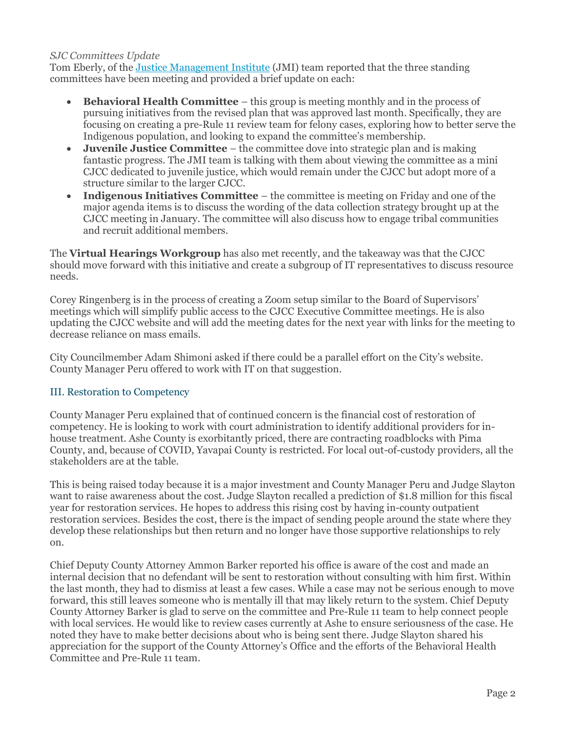*SJC Committees Update*

Tom Eberly, of the [Justice Management Institute](#) (JMI) team reported that the three standing committees have been meeting and provided a brief update on each:

- **Behavioral Health Committee** – this group is meeting monthly and in the process of pursuing initiatives from the revised plan that was approved last month. Specifically, they are focusing on creating a pre-Rule 11 review team for felony cases, exploring how to better serve the Indigenous population, and looking to expand the committee's membership.
- **Juvenile Justice Committee** – the committee dove into strategic plan and is making fantastic progress. The JMI team is talking with them about viewing the committee as a mini CJCC dedicated to juvenile justice, which would remain under the CJCC but adopt more of a structure similar to the larger CJCC.
- **Indigenous Initiatives Committee** – the committee is meeting on Friday and one of the major agenda items is to discuss the wording of the data collection strategy brought up at the CJCC meeting in January. The committee will also discuss how to engage tribal communities and recruit additional members.

The **Virtual Hearings Workgroup** has also met recently, and the takeaway was that the CJCC should move forward with this initiative and create a subgroup of IT representatives to discuss resource needs.

Corey Ringenberg is in the process of creating a Zoom setup similar to the Board of Supervisors' meetings which will simplify public access to the CJCC Executive Committee meetings. He is also updating the CJCC website and will add the meeting dates for the next year with links for the meeting to decrease reliance on mass emails.

City Councilmember Adam Shimoni asked if there could be a parallel effort on the City's website. County Manager Peru offered to work with IT on that suggestion.

## III. Restoration to Competency

County Manager Peru explained that of continued concern is the financial cost of restoration of competency. He is looking to work with court administration to identify additional providers for in-house treatment. Ashe County is exorbitantly priced, there are contracting roadblocks with Pima County, and, because of COVID, Yavapai County is restricted. For local out-of-custody providers, all the stakeholders are at the table.

This is being raised today because it is a major investment and County Manager Peru and Judge Slayton want to raise awareness about the cost. Judge Slayton recalled a prediction of $1.8 million for this fiscal year for restoration services. He hopes to address this rising cost by having in-county outpatient restoration services. Besides the cost, there is the impact of sending people around the state where they develop these relationships but then return and no longer have those supportive relationships to rely on.

Chief Deputy County Attorney Ammon Barker reported his office is aware of the cost and made an internal decision that no defendant will be sent to restoration without consulting with him first. Within the last month, they had to dismiss at least a few cases. While a case may not be serious enough to move forward, this still leaves someone who is mentally ill that may likely return to the system. Chief Deputy County Attorney Barker is glad to serve on the committee and Pre-Rule 11 team to help connect people with local services. He would like to review cases currently at Ashe to ensure seriousness of the case. He noted they have to make better decisions about who is being sent there. Judge Slayton shared his appreciation for the support of the County Attorney's Office and the efforts of the Behavioral Health Committee and Pre-Rule 11 team.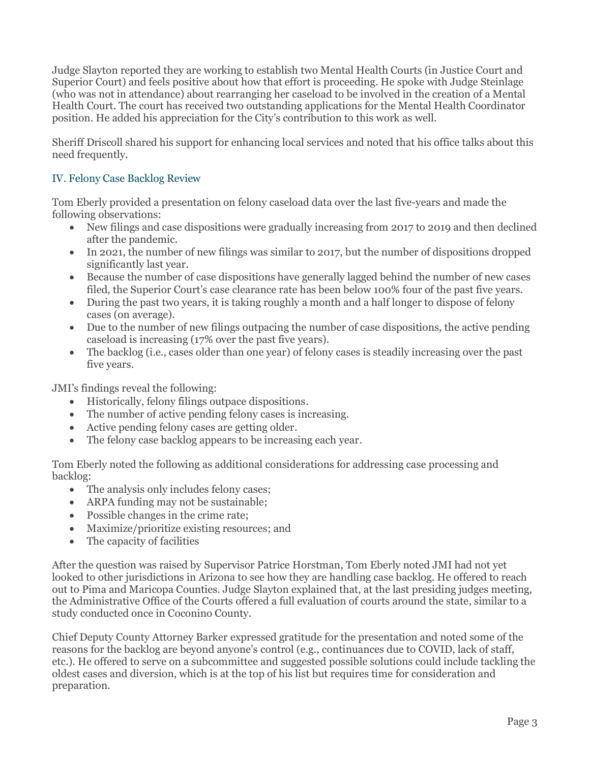Judge Slayton reported they are working to establish two Mental Health Courts (in Justice Court and Superior Court) and feels positive about how that effort is proceeding. He spoke with Judge Steinlage (who was not in attendance) about rearranging her caseload to be involved in the creation of a Mental Health Court. The court has received two outstanding applications for the Mental Health Coordinator position. He added his appreciation for the City's contribution to this work as well.

Sheriff Driscoll shared his support for enhancing local services and noted that his office talks about this need frequently.

## IV. Felony Case Backlog Review

Tom Eberly provided a presentation on felony caseload data over the last five-years and made the following observations:

- New filings and case dispositions were gradually increasing from 2017 to 2019 and then declined after the pandemic.
- In 2021, the number of new filings was similar to 2017, but the number of dispositions dropped significantly last year.
- Because the number of case dispositions have generally lagged behind the number of new cases filed, the Superior Court's case clearance rate has been below 100% four of the past five years.
- During the past two years, it is taking roughly a month and a half longer to dispose of felony cases (on average).
- Due to the number of new filings outpacing the number of case dispositions, the active pending caseload is increasing (17% over the past five years).
- The backlog (i.e., cases older than one year) of felony cases is steadily increasing over the past five years.

JMI's findings reveal the following:

- Historically, felony filings outpace dispositions.
- The number of active pending felony cases is increasing.
- Active pending felony cases are getting older.
- The felony case backlog appears to be increasing each year.

Tom Eberly noted the following as additional considerations for addressing case processing and backlog:

- The analysis only includes felony cases;
- ARPA funding may not be sustainable;
- Possible changes in the crime rate;
- Maximize/prioritize existing resources; and
- The capacity of facilities

After the question was raised by Supervisor Patrice Horstman, Tom Eberly noted JMI had not yet looked to other jurisdictions in Arizona to see how they are handling case backlog. He offered to reach out to Pima and Maricopa Counties. Judge Slayton explained that, at the last presiding judges meeting, the Administrative Office of the Courts offered a full evaluation of courts around the state, similar to a study conducted once in Coconino County.

Chief Deputy County Attorney Barker expressed gratitude for the presentation and noted some of the reasons for the backlog are beyond anyone's control (e.g., continuances due to COVID, lack of staff, etc.). He offered to serve on a subcommittee and suggested possible solutions could include tackling the oldest cases and diversion, which is at the top of his list but requires time for consideration and preparation.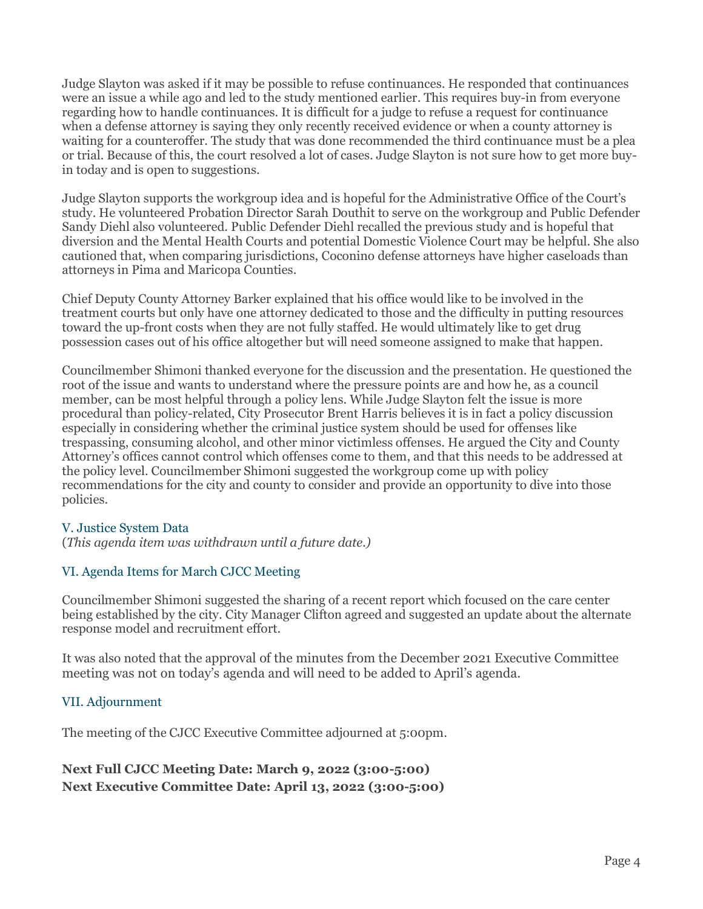Judge Slayton was asked if it may be possible to refuse continuances. He responded that continuances were an issue a while ago and led to the study mentioned earlier. This requires buy-in from everyone regarding how to handle continuances. It is difficult for a judge to refuse a request for continuance when a defense attorney is saying they only recently received evidence or when a county attorney is waiting for a counteroffer. The study that was done recommended the third continuance must be a plea or trial. Because of this, the court resolved a lot of cases. Judge Slayton is not sure how to get more buy-in today and is open to suggestions.

Judge Slayton supports the workgroup idea and is hopeful for the Administrative Office of the Court's study. He volunteered Probation Director Sarah Douthit to serve on the workgroup and Public Defender Sandy Diehl also volunteered. Public Defender Diehl recalled the previous study and is hopeful that diversion and the Mental Health Courts and potential Domestic Violence Court may be helpful. She also cautioned that, when comparing jurisdictions, Coconino defense attorneys have higher caseloads than attorneys in Pima and Maricopa Counties.

Chief Deputy County Attorney Barker explained that his office would like to be involved in the treatment courts but only have one attorney dedicated to those and the difficulty in putting resources toward the up-front costs when they are not fully staffed. He would ultimately like to get drug possession cases out of his office altogether but will need someone assigned to make that happen.

Councilmember Shimoni thanked everyone for the discussion and the presentation. He questioned the root of the issue and wants to understand where the pressure points are and how he, as a council member, can be most helpful through a policy lens. While Judge Slayton felt the issue is more procedural than policy-related, City Prosecutor Brent Harris believes it is in fact a policy discussion especially in considering whether the criminal justice system should be used for offenses like trespassing, consuming alcohol, and other minor victimless offenses. He argued the City and County Attorney's offices cannot control which offenses come to them, and that this needs to be addressed at the policy level. Councilmember Shimoni suggested the workgroup come up with policy recommendations for the city and county to consider and provide an opportunity to dive into those policies.

## V. Justice System Data

(*This agenda item was withdrawn until a future date.*)

## VI. Agenda Items for March CJCC Meeting

Councilmember Shimoni suggested the sharing of a recent report which focused on the care center being established by the city. City Manager Clifton agreed and suggested an update about the alternate response model and recruitment effort.

It was also noted that the approval of the minutes from the December 2021 Executive Committee meeting was not on today's agenda and will need to be added to April's agenda.

## VII. Adjournment

The meeting of the CJCC Executive Committee adjourned at 5:00pm.

**Next Full CJCC Meeting Date: March 9, 2022 (3:00-5:00)**
**Next Executive Committee Date: April 13, 2022 (3:00-5:00)**